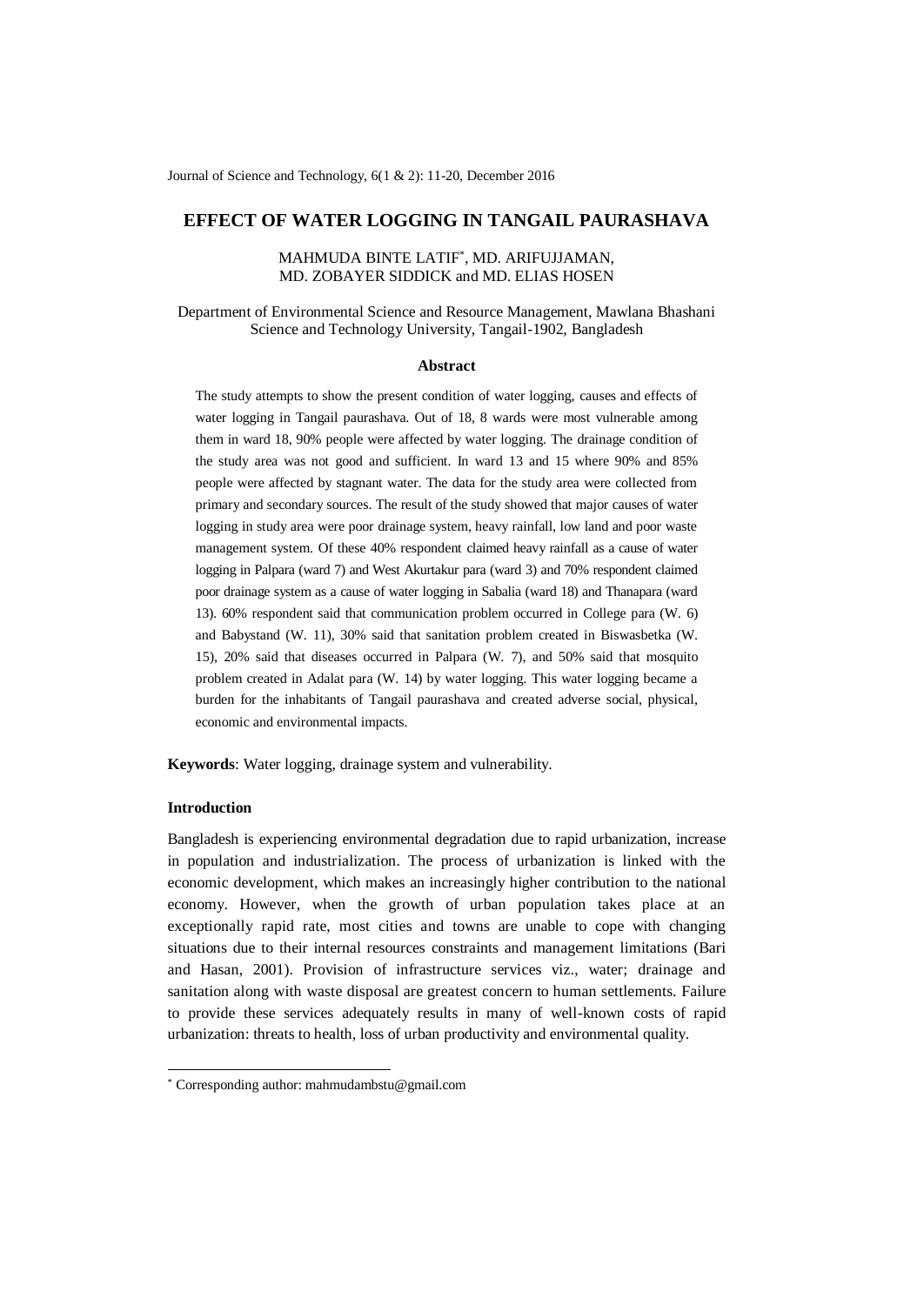# EFFECT OF WATER LOGGING IN TANGAIL PAURASHAVA

MAHMUDA BINTE LATIF[*], MD. ARIFUJJAMAN, MD. ZOBAYER SIDDICK and MD. ELIAS HOSEN

Department of Environmental Science and Resource Management, Mawlana Bhashani Science and Technology University, Tangail-1902, Bangladesh

## Abstract

The study attempts to show the present condition of water logging, causes and effects of water logging in Tangail paurashava. Out of 18, 8 wards were most vulnerable among them in ward 18, 90% people were affected by water logging. The drainage condition of the study area was not good and sufficient. In ward 13 and 15 where 90% and 85% people were affected by stagnant water. The data for the study area were collected from primary and secondary sources. The result of the study showed that major causes of water logging in study area were poor drainage system, heavy rainfall, low land and poor waste management system. Of these 40% respondent claimed heavy rainfall as a cause of water logging in Palpara (ward 7) and West Akurtakur para (ward 3) and 70% respondent claimed poor drainage system as a cause of water logging in Sabalia (ward 18) and Thanapara (ward 13). 60% respondent said that communication problem occurred in College para (W. 6) and Babystand (W. 11), 30% said that sanitation problem created in Biswasbetka (W. 15), 20% said that diseases occurred in Palpara (W. 7), and 50% said that mosquito problem created in Adalat para (W. 14) by water logging. This water logging became a burden for the inhabitants of Tangail paurashava and created adverse social, physical, economic and environmental impacts.

**Keywords**: Water logging, drainage system and vulnerability.

## Introduction

Bangladesh is experiencing environmental degradation due to rapid urbanization, increase in population and industrialization. The process of urbanization is linked with the economic development, which makes an increasingly higher contribution to the national economy. However, when the growth of urban population takes place at an exceptionally rapid rate, most cities and towns are unable to cope with changing situations due to their internal resources constraints and management limitations (Bari and Hasan, 2001). Provision of infrastructure services viz., water; drainage and sanitation along with waste disposal are greatest concern to human settlements. Failure to provide these services adequately results in many of well-known costs of rapid urbanization: threats to health, loss of urban productivity and environmental quality.

[*] Corresponding author: mahmudambstu@gmail.com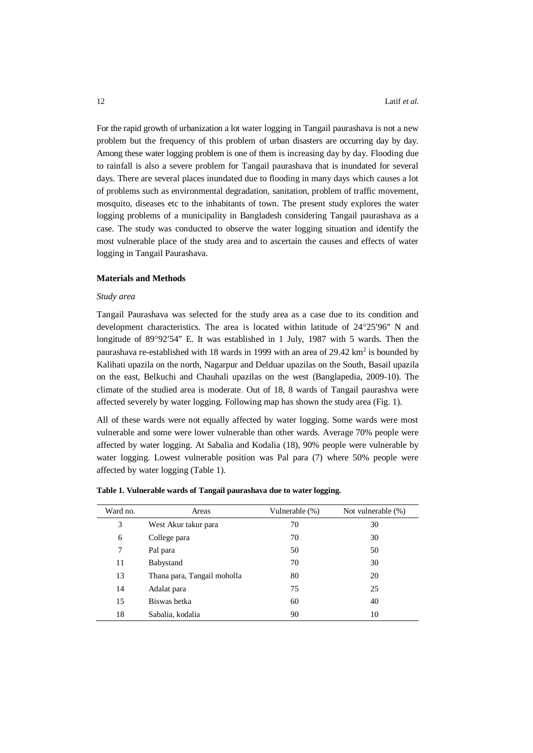For the rapid growth of urbanization a lot water logging in Tangail paurashava is not a new problem but the frequency of this problem of urban disasters are occurring day by day. Among these water logging problem is one of them is increasing day by day. Flooding due to rainfall is also a severe problem for Tangail paurashava that is inundated for several days. There are several places inundated due to flooding in many days which causes a lot of problems such as environmental degradation, sanitation, problem of traffic movement, mosquito, diseases etc to the inhabitants of town. The present study explores the water logging problems of a municipality in Bangladesh considering Tangail paurashava as a case. The study was conducted to observe the water logging situation and identify the most vulnerable place of the study area and to ascertain the causes and effects of water logging in Tangail Paurashava.

## Materials and Methods

### *Study area*

Tangail Paurashava was selected for the study area as a case due to its condition and development characteristics. The area is located within latitude of 24°25′96″ N and longitude of 89°92′54″ E. It was established in 1 July, 1987 with 5 wards. Then the paurashava re-established with 18 wards in 1999 with an area of 29.42 km$^2$ is bounded by Kalihati upazila on the north, Nagarpur and Delduar upazilas on the South, Basail upazila on the east, Belkuchi and Chauhali upazilas on the west (Banglapedia, 2009-10). The climate of the studied area is moderate. Out of 18, 8 wards of Tangail paurashva were affected severely by water logging. Following map has shown the study area (Fig. 1).

All of these wards were not equally affected by water logging. Some wards were most vulnerable and some were lower vulnerable than other wards. Average 70% people were affected by water logging. At Sabalia and Kodalia (18), 90% people were vulnerable by water logging. Lowest vulnerable position was Pal para (7) where 50% people were affected by water logging (Table 1).

**Table 1. Vulnerable wards of Tangail paurashava due to water logging.**

| Ward no. | Areas | Vulnerable (%) | Not vulnerable (%) |
|---|---|---|---|
| 3 | West Akur takur para | 70 | 30 |
| 6 | College para | 70 | 30 |
| 7 | Pal para | 50 | 50 |
| 11 | Babystand | 70 | 30 |
| 13 | Thana para, Tangail moholla | 80 | 20 |
| 14 | Adalat para | 75 | 25 |
| 15 | Biswas betka | 60 | 40 |
| 18 | Sabalia, kodalia | 90 | 10 |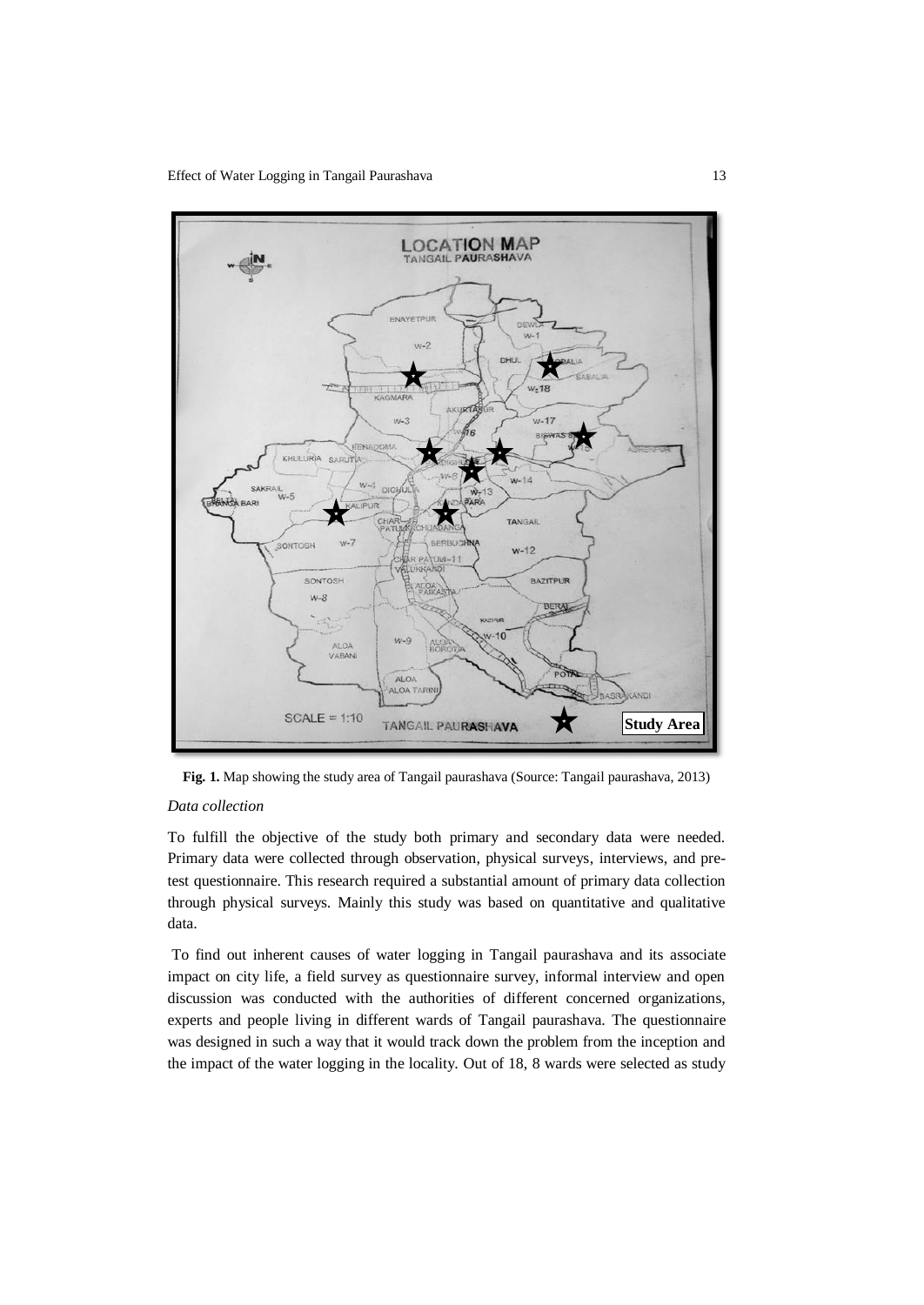**Fig. 1.** Map showing the study area of Tangail paurashava (Source: Tangail paurashava, 2013)

*Data collection*

To fulfill the objective of the study both primary and secondary data were needed. Primary data were collected through observation, physical surveys, interviews, and pre-test questionnaire. This research required a substantial amount of primary data collection through physical surveys. Mainly this study was based on quantitative and qualitative data.

To find out inherent causes of water logging in Tangail paurashava and its associate impact on city life, a field survey as questionnaire survey, informal interview and open discussion was conducted with the authorities of different concerned organizations, experts and people living in different wards of Tangail paurashava. The questionnaire was designed in such a way that it would track down the problem from the inception and the impact of the water logging in the locality. Out of 18, 8 wards were selected as study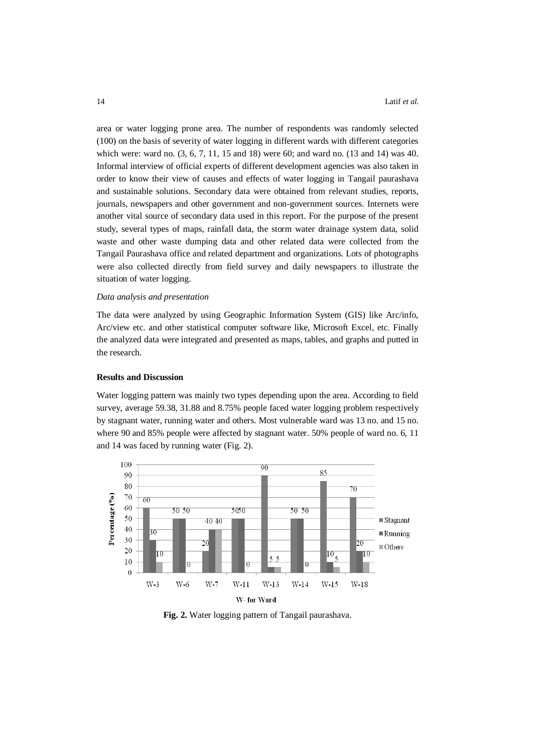area or water logging prone area. The number of respondents was randomly selected (100) on the basis of severity of water logging in different wards with different categories which were: ward no. (3, 6, 7, 11, 15 and 18) were 60; and ward no. (13 and 14) was 40. Informal interview of official experts of different development agencies was also taken in order to know their view of causes and effects of water logging in Tangail paurashava and sustainable solutions. Secondary data were obtained from relevant studies, reports, journals, newspapers and other government and non-government sources. Internets were another vital source of secondary data used in this report. For the purpose of the present study, several types of maps, rainfall data, the storm water drainage system data, solid waste and other waste dumping data and other related data were collected from the Tangail Paurashava office and related department and organizations. Lots of photographs were also collected directly from field survey and daily newspapers to illustrate the situation of water logging.

*Data analysis and presentation*

The data were analyzed by using Geographic Information System (GIS) like Arc/info, Arc/view etc. and other statistical computer software like, Microsoft Excel, etc. Finally the analyzed data were integrated and presented as maps, tables, and graphs and putted in the research.

**Results and Discussion**

Water logging pattern was mainly two types depending upon the area. According to field survey, average 59.38, 31.88 and 8.75% people faced water logging problem respectively by stagnant water, running water and others. Most vulnerable ward was 13 no. and 15 no. where 90 and 85% people were affected by stagnant water. 50% people of ward no. 6, 11 and 14 was faced by running water (Fig. 2).

| Ward | Stagnant | Running | Others |
|---|---|---|---|
| W-3 | 60 | 30 | 10 |
| W-6 | 50 | 50 | 0 |
| W-7 | 20 | 40 | 40 |
| W-11 | 50 | 50 | 0 |
| W-13 | 90 | 5 | 5 |
| W-14 | 50 | 50 | 0 |
| W-15 | 85 | 10 | 5 |
| W-18 | 70 | 20 | 10 |

Percentage (%)

W- for Ward

**Fig. 2.** Water logging pattern of Tangail paurashava.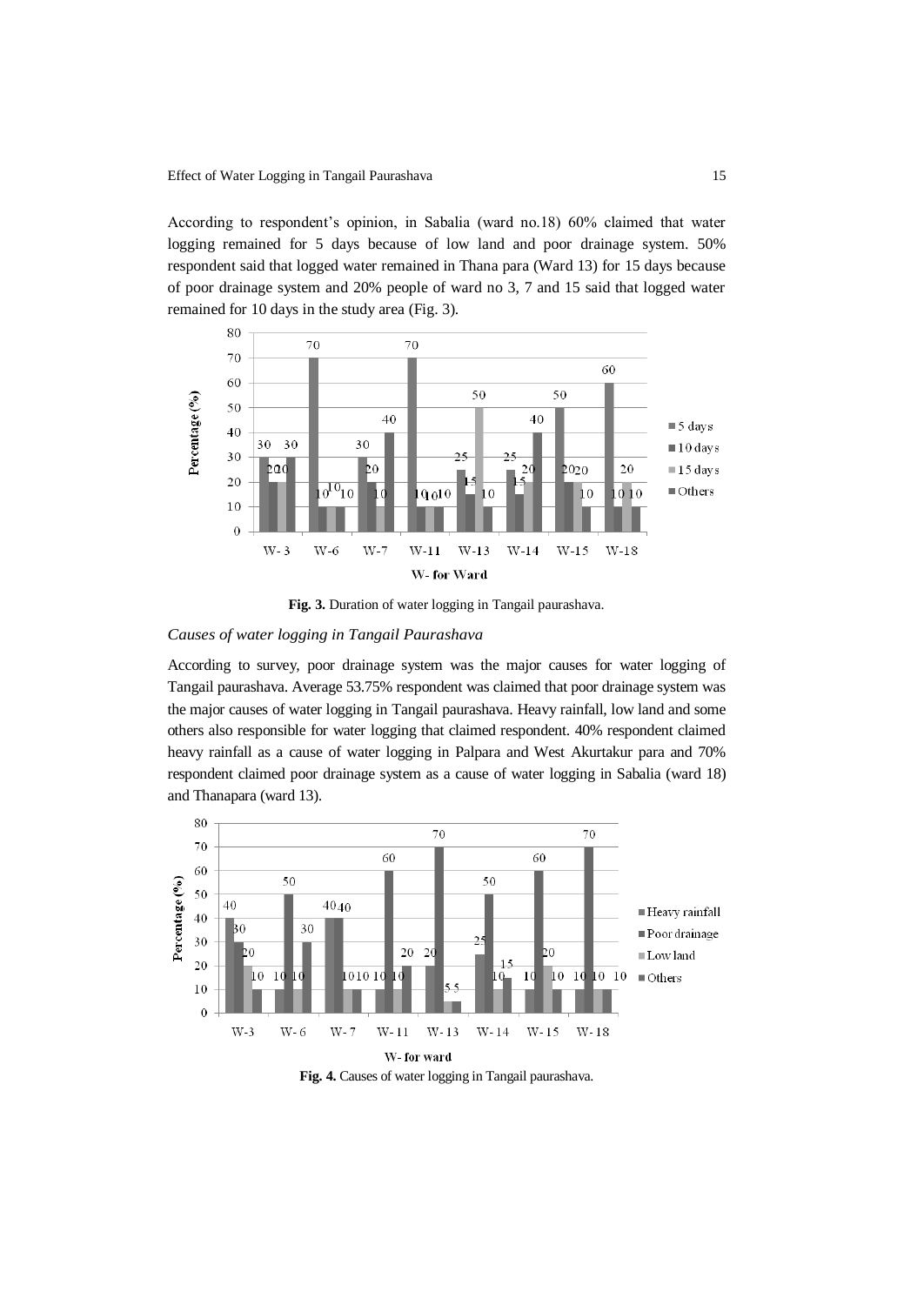According to respondent's opinion, in Sabalia (ward no.18) 60% claimed that water logging remained for 5 days because of low land and poor drainage system. 50% respondent said that logged water remained in Thana para (Ward 13) for 15 days because of poor drainage system and 20% people of ward no 3, 7 and 15 said that logged water remained for 10 days in the study area (Fig. 3).

**Fig. 3.** Duration of water logging in Tangail paurashava.

*Causes of water logging in Tangail Paurashava*

According to survey, poor drainage system was the major causes for water logging of Tangail paurashava. Average 53.75% respondent was claimed that poor drainage system was the major causes of water logging in Tangail paurashava. Heavy rainfall, low land and some others also responsible for water logging that claimed respondent. 40% respondent claimed heavy rainfall as a cause of water logging in Palpara and West Akurtakur para and 70% respondent claimed poor drainage system as a cause of water logging in Sabalia (ward 18) and Thanapara (ward 13).

**Fig. 4.** Causes of water logging in Tangail paurashava.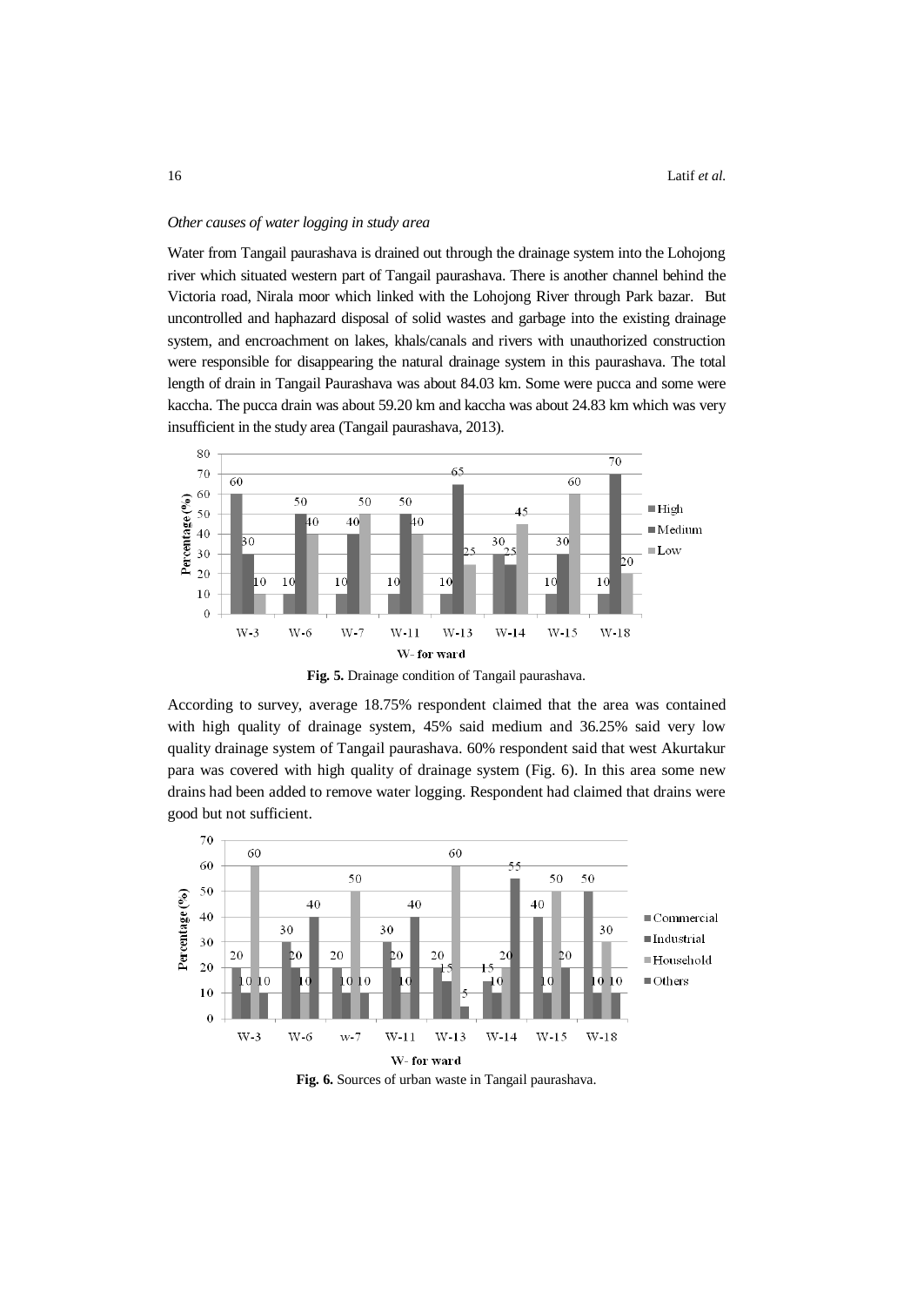*Other causes of water logging in study area*

Water from Tangail paurashava is drained out through the drainage system into the Lohojong river which situated western part of Tangail paurashava. There is another channel behind the Victoria road, Nirala moor which linked with the Lohojong River through Park bazar. But uncontrolled and haphazard disposal of solid wastes and garbage into the existing drainage system, and encroachment on lakes, khals/canals and rivers with unauthorized construction were responsible for disappearing the natural drainage system in this paurashava. The total length of drain in Tangail Paurashava was about 84.03 km. Some were pucca and some were kaccha. The pucca drain was about 59.20 km and kaccha was about 24.83 km which was very insufficient in the study area (Tangail paurashava, 2013).

**Fig. 5.** Drainage condition of Tangail paurashava.

According to survey, average 18.75% respondent claimed that the area was contained with high quality of drainage system, 45% said medium and 36.25% said very low quality drainage system of Tangail paurashava. 60% respondent said that west Akurtakur para was covered with high quality of drainage system (Fig. 6). In this area some new drains had been added to remove water logging. Respondent had claimed that drains were good but not sufficient.

**Fig. 6.** Sources of urban waste in Tangail paurashava.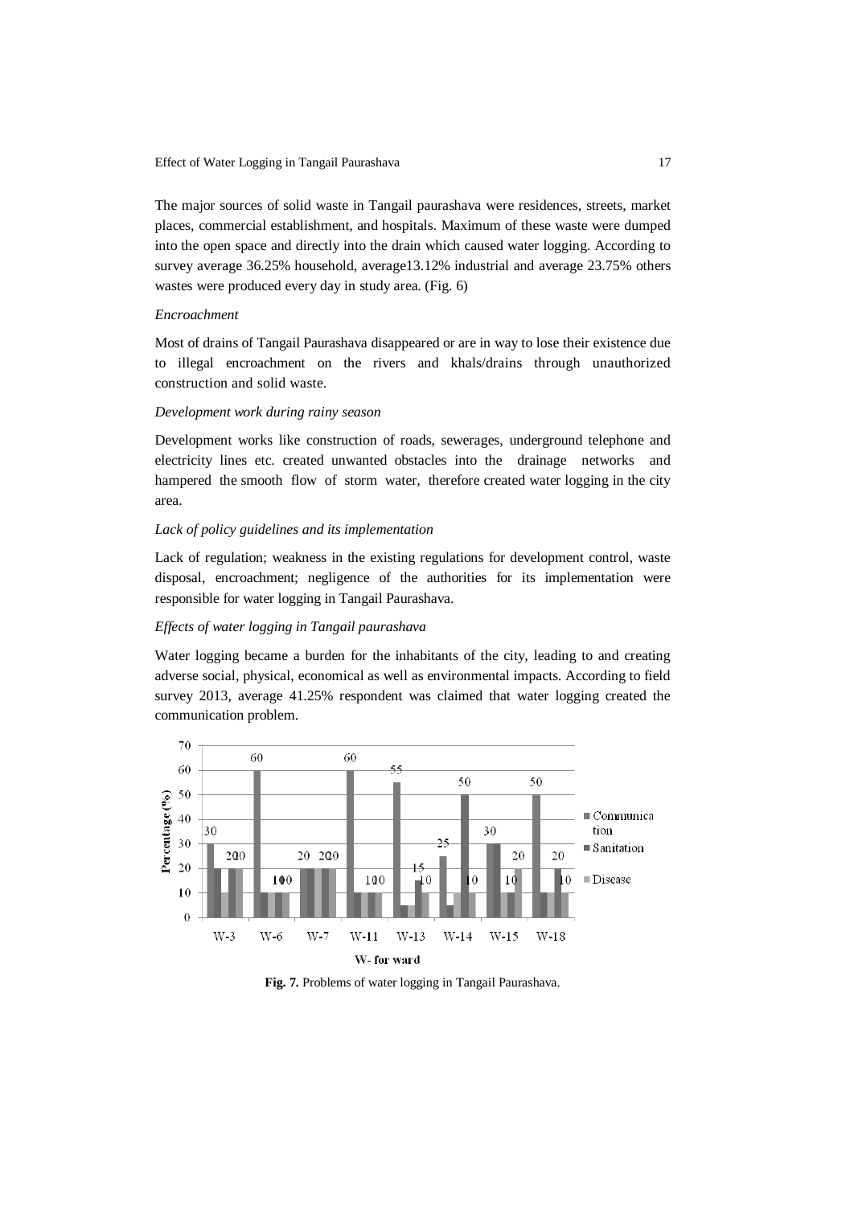The major sources of solid waste in Tangail paurashava were residences, streets, market places, commercial establishment, and hospitals. Maximum of these waste were dumped into the open space and directly into the drain which caused water logging. According to survey average 36.25% household, average13.12% industrial and average 23.75% others wastes were produced every day in study area. (Fig. 6)

*Encroachment*

Most of drains of Tangail Paurashava disappeared or are in way to lose their existence due to illegal encroachment on the rivers and khals/drains through unauthorized construction and solid waste.

*Development work during rainy season*

Development works like construction of roads, sewerages, underground telephone and electricity lines etc. created unwanted obstacles into the drainage networks and hampered the smooth flow of storm water, therefore created water logging in the city area.

*Lack of policy guidelines and its implementation*

Lack of regulation; weakness in the existing regulations for development control, waste disposal, encroachment; negligence of the authorities for its implementation were responsible for water logging in Tangail Paurashava.

*Effects of water logging in Tangail paurashava*

Water logging became a burden for the inhabitants of the city, leading to and creating adverse social, physical, economical as well as environmental impacts. According to field survey 2013, average 41.25% respondent was claimed that water logging created the communication problem.

**Fig. 7.** Problems of water logging in Tangail Paurashava.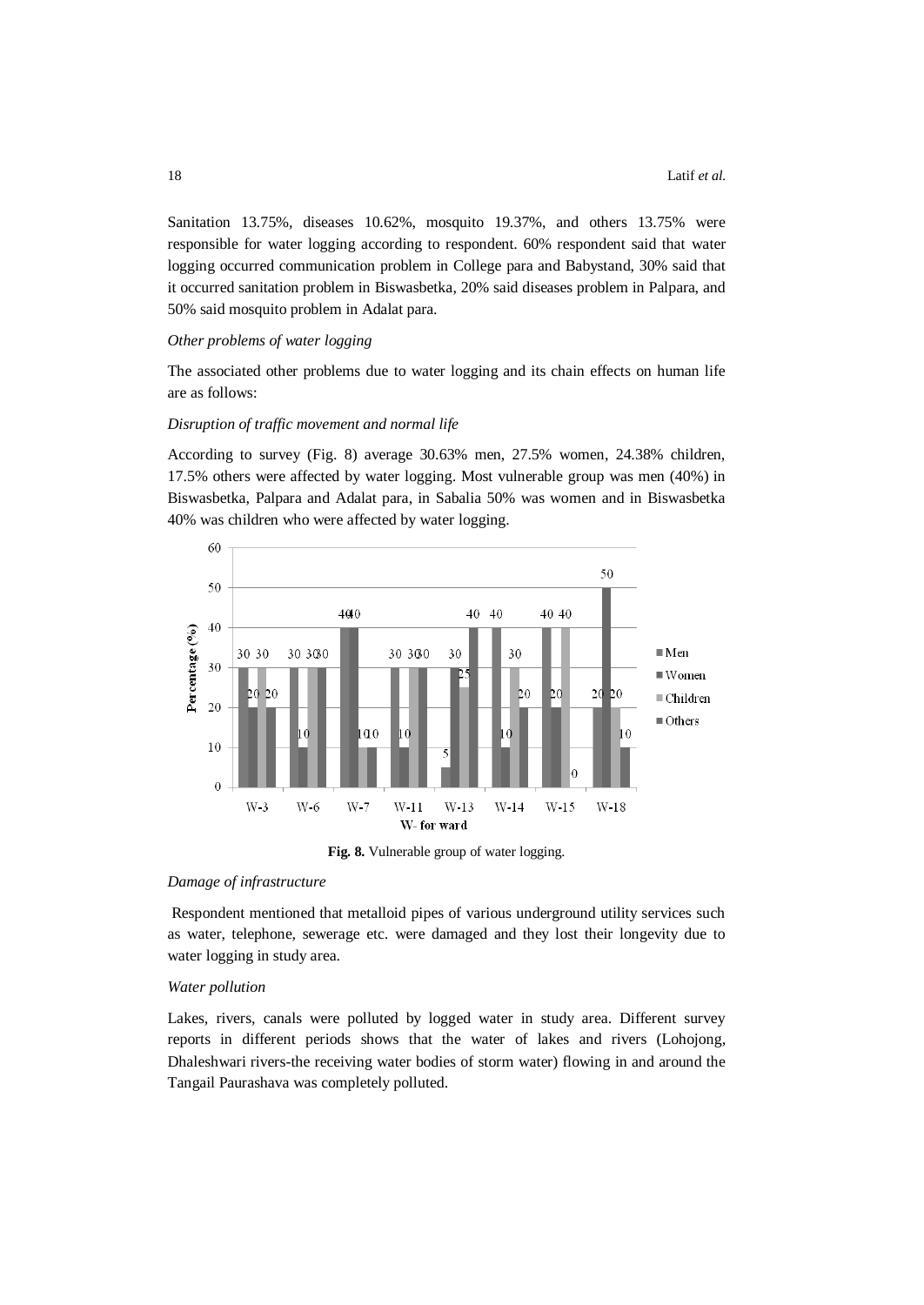Sanitation 13.75%, diseases 10.62%, mosquito 19.37%, and others 13.75% were responsible for water logging according to respondent. 60% respondent said that water logging occurred communication problem in College para and Babystand, 30% said that it occurred sanitation problem in Biswasbetka, 20% said diseases problem in Palpara, and 50% said mosquito problem in Adalat para.

*Other problems of water logging*

The associated other problems due to water logging and its chain effects on human life are as follows:

*Disruption of traffic movement and normal life*

According to survey (Fig. 8) average 30.63% men, 27.5% women, 24.38% children, 17.5% others were affected by water logging. Most vulnerable group was men (40%) in Biswasbetka, Palpara and Adalat para, in Sabalia 50% was women and in Biswasbetka 40% was children who were affected by water logging.

**Fig. 8.** Vulnerable group of water logging.

*Damage of infrastructure*

Respondent mentioned that metalloid pipes of various underground utility services such as water, telephone, sewerage etc. were damaged and they lost their longevity due to water logging in study area.

*Water pollution*

Lakes, rivers, canals were polluted by logged water in study area. Different survey reports in different periods shows that the water of lakes and rivers (Lohojong, Dhaleshwari rivers-the receiving water bodies of storm water) flowing in and around the Tangail Paurashava was completely polluted.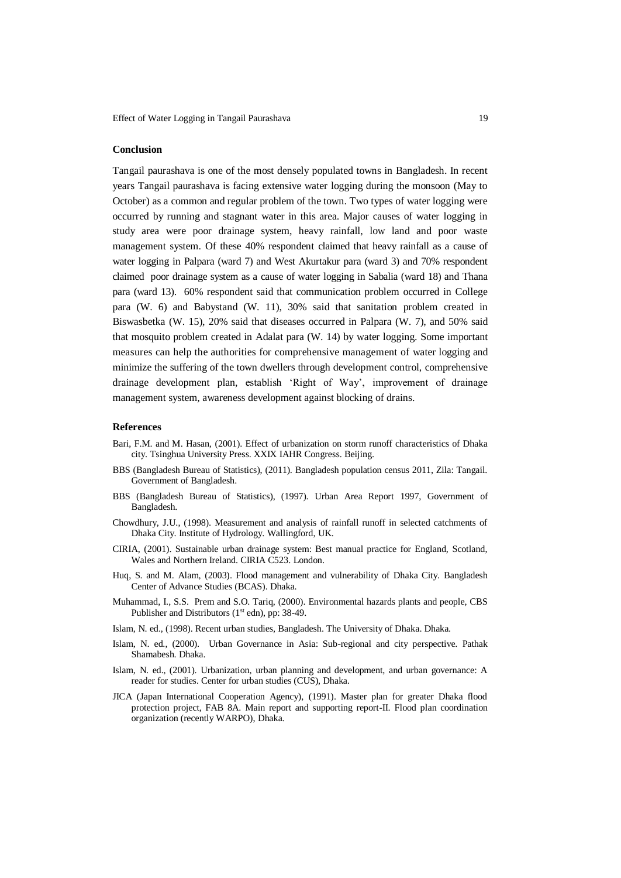## Conclusion

Tangail paurashava is one of the most densely populated towns in Bangladesh. In recent years Tangail paurashava is facing extensive water logging during the monsoon (May to October) as a common and regular problem of the town. Two types of water logging were occurred by running and stagnant water in this area. Major causes of water logging in study area were poor drainage system, heavy rainfall, low land and poor waste management system. Of these 40% respondent claimed that heavy rainfall as a cause of water logging in Palpara (ward 7) and West Akurtakur para (ward 3) and 70% respondent claimed poor drainage system as a cause of water logging in Sabalia (ward 18) and Thana para (ward 13). 60% respondent said that communication problem occurred in College para (W. 6) and Babystand (W. 11), 30% said that sanitation problem created in Biswasbetka (W. 15), 20% said that diseases occurred in Palpara (W. 7), and 50% said that mosquito problem created in Adalat para (W. 14) by water logging. Some important measures can help the authorities for comprehensive management of water logging and minimize the suffering of the town dwellers through development control, comprehensive drainage development plan, establish 'Right of Way', improvement of drainage management system, awareness development against blocking of drains.

## References

Bari, F.M. and M. Hasan, (2001). Effect of urbanization on storm runoff characteristics of Dhaka city. Tsinghua University Press. XXIX IAHR Congress. Beijing.

BBS (Bangladesh Bureau of Statistics), (2011). Bangladesh population census 2011, Zila: Tangail. Government of Bangladesh.

BBS (Bangladesh Bureau of Statistics), (1997). Urban Area Report 1997, Government of Bangladesh.

Chowdhury, J.U., (1998). Measurement and analysis of rainfall runoff in selected catchments of Dhaka City. Institute of Hydrology. Wallingford, UK.

CIRIA, (2001). Sustainable urban drainage system: Best manual practice for England, Scotland, Wales and Northern Ireland. CIRIA C523. London.

Huq, S. and M. Alam, (2003). Flood management and vulnerability of Dhaka City. Bangladesh Center of Advance Studies (BCAS). Dhaka.

Muhammad, I., S.S. Prem and S.O. Tariq, (2000). Environmental hazards plants and people, CBS Publisher and Distributors (1st edn), pp: 38-49.

Islam, N. ed., (1998). Recent urban studies, Bangladesh. The University of Dhaka. Dhaka.

Islam, N. ed., (2000). Urban Governance in Asia: Sub-regional and city perspective. Pathak Shamabesh. Dhaka.

Islam, N. ed., (2001). Urbanization, urban planning and development, and urban governance: A reader for studies. Center for urban studies (CUS), Dhaka.

JICA (Japan International Cooperation Agency), (1991). Master plan for greater Dhaka flood protection project, FAB 8A. Main report and supporting report-II. Flood plan coordination organization (recently WARPO), Dhaka.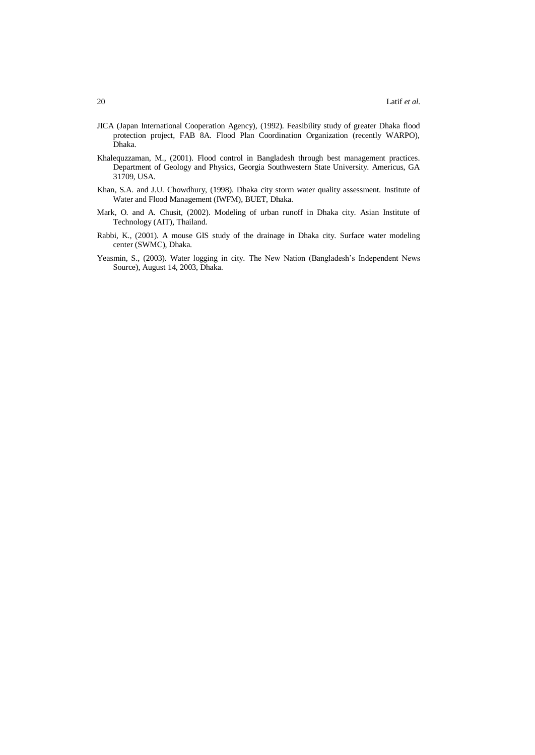JICA (Japan International Cooperation Agency), (1992). Feasibility study of greater Dhaka flood protection project, FAB 8A. Flood Plan Coordination Organization (recently WARPO), Dhaka.

Khalequzzaman, M., (2001). Flood control in Bangladesh through best management practices. Department of Geology and Physics, Georgia Southwestern State University. Americus, GA 31709, USA.

Khan, S.A. and J.U. Chowdhury, (1998). Dhaka city storm water quality assessment. Institute of Water and Flood Management (IWFM), BUET, Dhaka.

Mark, O. and A. Chusit, (2002). Modeling of urban runoff in Dhaka city. Asian Institute of Technology (AIT), Thailand.

Rabbi, K., (2001). A mouse GIS study of the drainage in Dhaka city. Surface water modeling center (SWMC), Dhaka.

Yeasmin, S., (2003). Water logging in city. The New Nation (Bangladesh's Independent News Source), August 14, 2003, Dhaka.